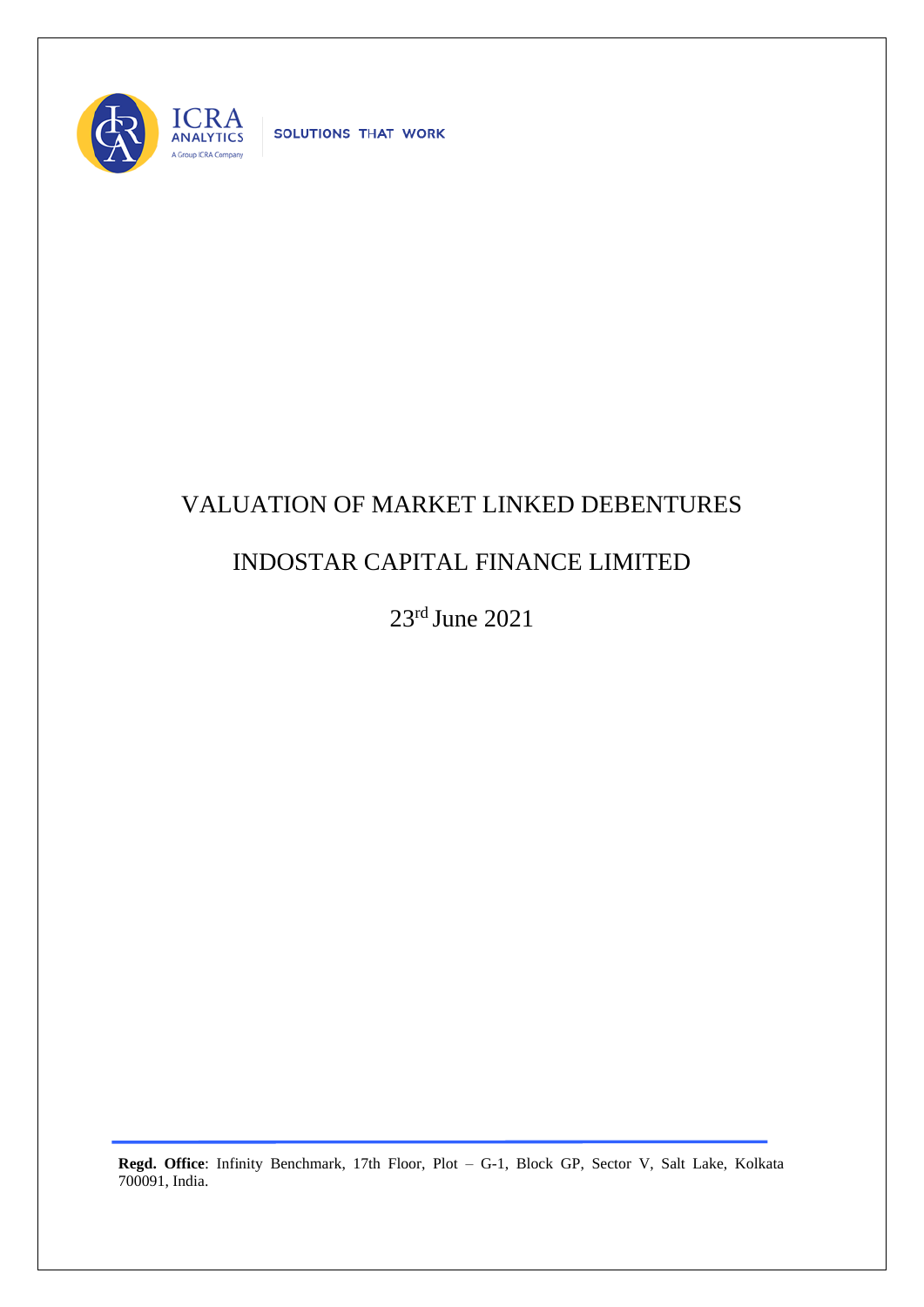ICRA ANALYTICS

A Group ICRA Company

SOLUTIONS THAT WORK

# VALUATION OF MARKET LINKED DEBENTURES

# INDOSTAR CAPITAL FINANCE LIMITED

23rd June 2021

**Regd. Office**: Infinity Benchmark, 17th Floor, Plot – G-1, Block GP, Sector V, Salt Lake, Kolkata 700091, India.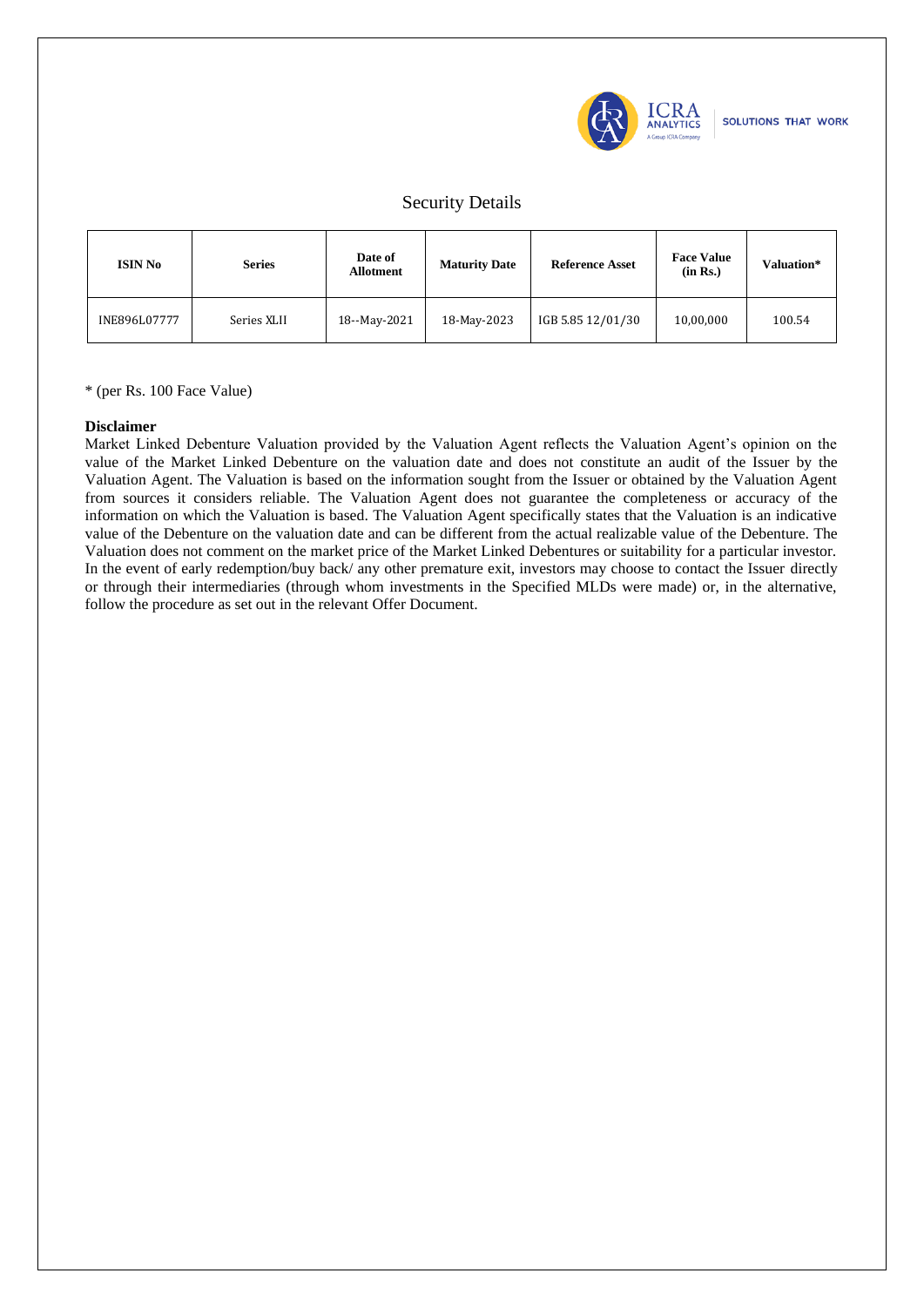## Security Details

| ISIN No | Series | Date of Allotment | Maturity Date | Reference Asset | Face Value (in Rs.) | Valuation* |
|---|---|---|---|---|---|---|
| INE896L07777 | Series XLII | 18--May-2021 | 18-May-2023 | IGB 5.85 12/01/30 | 10,00,000 | 100.54 |

* (per Rs. 100 Face Value)

**Disclaimer**

Market Linked Debenture Valuation provided by the Valuation Agent reflects the Valuation Agent's opinion on the value of the Market Linked Debenture on the valuation date and does not constitute an audit of the Issuer by the Valuation Agent. The Valuation is based on the information sought from the Issuer or obtained by the Valuation Agent from sources it considers reliable. The Valuation Agent does not guarantee the completeness or accuracy of the information on which the Valuation is based. The Valuation Agent specifically states that the Valuation is an indicative value of the Debenture on the valuation date and can be different from the actual realizable value of the Debenture. The Valuation does not comment on the market price of the Market Linked Debentures or suitability for a particular investor. In the event of early redemption/buy back/ any other premature exit, investors may choose to contact the Issuer directly or through their intermediaries (through whom investments in the Specified MLDs were made) or, in the alternative, follow the procedure as set out in the relevant Offer Document.